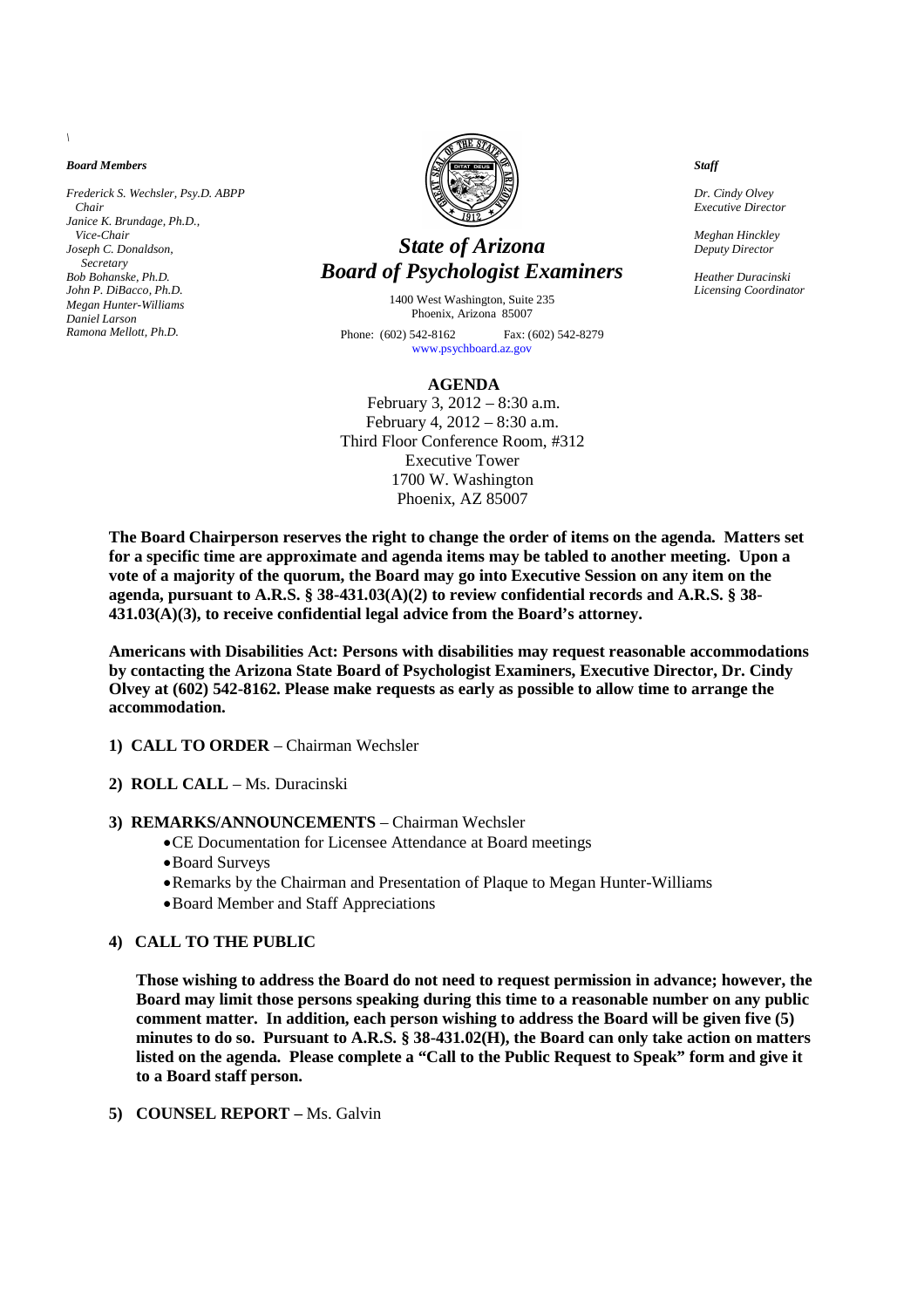\

***Board Members***

*Frederick S. Wechsler, Psy.D. ABPP*
*Chair*
*Janice K. Brundage, Ph.D.,*
*Vice-Chair*
*Joseph C. Donaldson,*
*Secretary*
*Bob Bohanske, Ph.D.*
*John P. DiBacco, Ph.D.*
*Megan Hunter-Williams*
*Daniel Larson*
*Ramona Mellott, Ph.D.*

# *State of Arizona*
# *Board of Psychologist Examiners*

1400 West Washington, Suite 235
Phoenix, Arizona 85007

Phone: (602) 542-8162 Fax: (602) 542-8279
www.psychboard.az.gov

***Staff***

*Dr. Cindy Olvey*
*Executive Director*

*Meghan Hinckley*
*Deputy Director*

*Heather Duracinski*
*Licensing Coordinator*

## AGENDA

February 3, 2012 – 8:30 a.m.
February 4, 2012 – 8:30 a.m.
Third Floor Conference Room, #312
Executive Tower
1700 W. Washington
Phoenix, AZ 85007

**The Board Chairperson reserves the right to change the order of items on the agenda. Matters set for a specific time are approximate and agenda items may be tabled to another meeting. Upon a vote of a majority of the quorum, the Board may go into Executive Session on any item on the agenda, pursuant to A.R.S. § 38-431.03(A)(2) to review confidential records and A.R.S. § 38-431.03(A)(3), to receive confidential legal advice from the Board's attorney.**

**Americans with Disabilities Act: Persons with disabilities may request reasonable accommodations by contacting the Arizona State Board of Psychologist Examiners, Executive Director, Dr. Cindy Olvey at (602) 542-8162. Please make requests as early as possible to allow time to arrange the accommodation.**

1) **CALL TO ORDER** – Chairman Wechsler

2) **ROLL CALL** – Ms. Duracinski

3) **REMARKS/ANNOUNCEMENTS** – Chairman Wechsler
   - CE Documentation for Licensee Attendance at Board meetings
   - Board Surveys
   - Remarks by the Chairman and Presentation of Plaque to Megan Hunter-Williams
   - Board Member and Staff Appreciations

4) **CALL TO THE PUBLIC**

   **Those wishing to address the Board do not need to request permission in advance; however, the Board may limit those persons speaking during this time to a reasonable number on any public comment matter. In addition, each person wishing to address the Board will be given five (5) minutes to do so. Pursuant to A.R.S. § 38-431.02(H), the Board can only take action on matters listed on the agenda. Please complete a "Call to the Public Request to Speak" form and give it to a Board staff person.**

5) **COUNSEL REPORT –** Ms. Galvin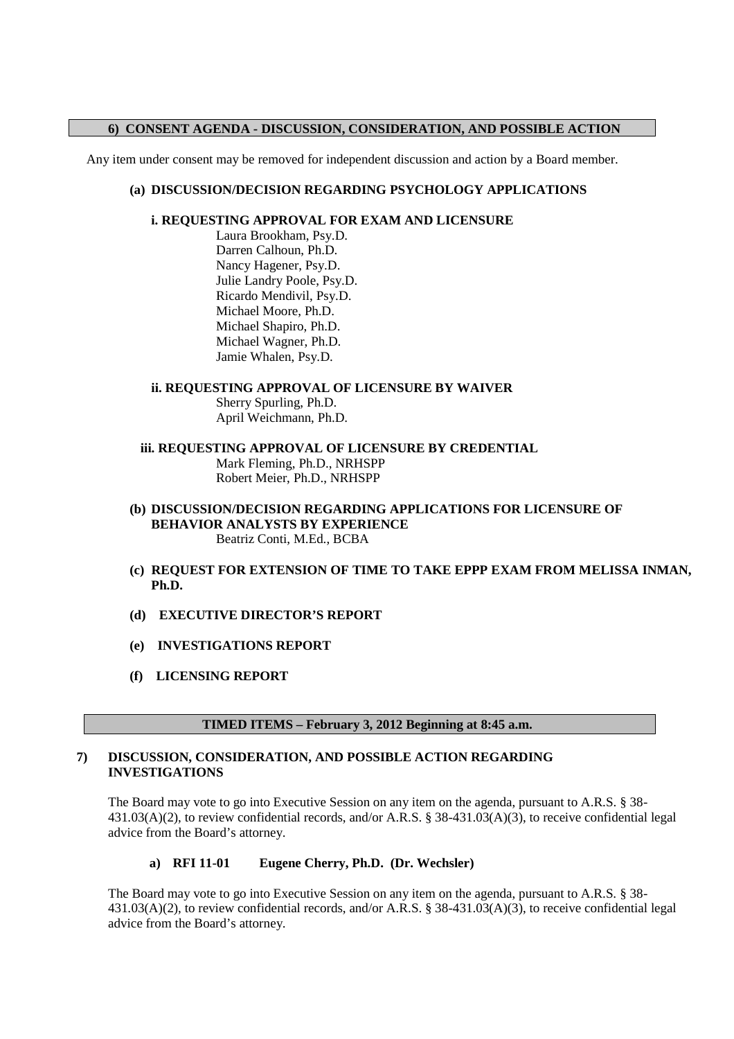## 6) CONSENT AGENDA - DISCUSSION, CONSIDERATION, AND POSSIBLE ACTION

Any item under consent may be removed for independent discussion and action by a Board member.

**(a) DISCUSSION/DECISION REGARDING PSYCHOLOGY APPLICATIONS**

**i. REQUESTING APPROVAL FOR EXAM AND LICENSURE**

Laura Brookham, Psy.D.
Darren Calhoun, Ph.D.
Nancy Hagener, Psy.D.
Julie Landry Poole, Psy.D.
Ricardo Mendivil, Psy.D.
Michael Moore, Ph.D.
Michael Shapiro, Ph.D.
Michael Wagner, Ph.D.
Jamie Whalen, Psy.D.

**ii. REQUESTING APPROVAL OF LICENSURE BY WAIVER**

Sherry Spurling, Ph.D.
April Weichmann, Ph.D.

**iii. REQUESTING APPROVAL OF LICENSURE BY CREDENTIAL**

Mark Fleming, Ph.D., NRHSPP
Robert Meier, Ph.D., NRHSPP

**(b) DISCUSSION/DECISION REGARDING APPLICATIONS FOR LICENSURE OF BEHAVIOR ANALYSTS BY EXPERIENCE**

Beatriz Conti, M.Ed., BCBA

**(c) REQUEST FOR EXTENSION OF TIME TO TAKE EPPP EXAM FROM MELISSA INMAN, Ph.D.**

**(d) EXECUTIVE DIRECTOR'S REPORT**

**(e) INVESTIGATIONS REPORT**

**(f) LICENSING REPORT**

## TIMED ITEMS – February 3, 2012 Beginning at 8:45 a.m.

## 7) DISCUSSION, CONSIDERATION, AND POSSIBLE ACTION REGARDING INVESTIGATIONS

The Board may vote to go into Executive Session on any item on the agenda, pursuant to A.R.S. § 38-431.03(A)(2), to review confidential records, and/or A.R.S. § 38-431.03(A)(3), to receive confidential legal advice from the Board's attorney.

**a) RFI 11-01 Eugene Cherry, Ph.D. (Dr. Wechsler)**

The Board may vote to go into Executive Session on any item on the agenda, pursuant to A.R.S. § 38-431.03(A)(2), to review confidential records, and/or A.R.S. § 38-431.03(A)(3), to receive confidential legal advice from the Board's attorney.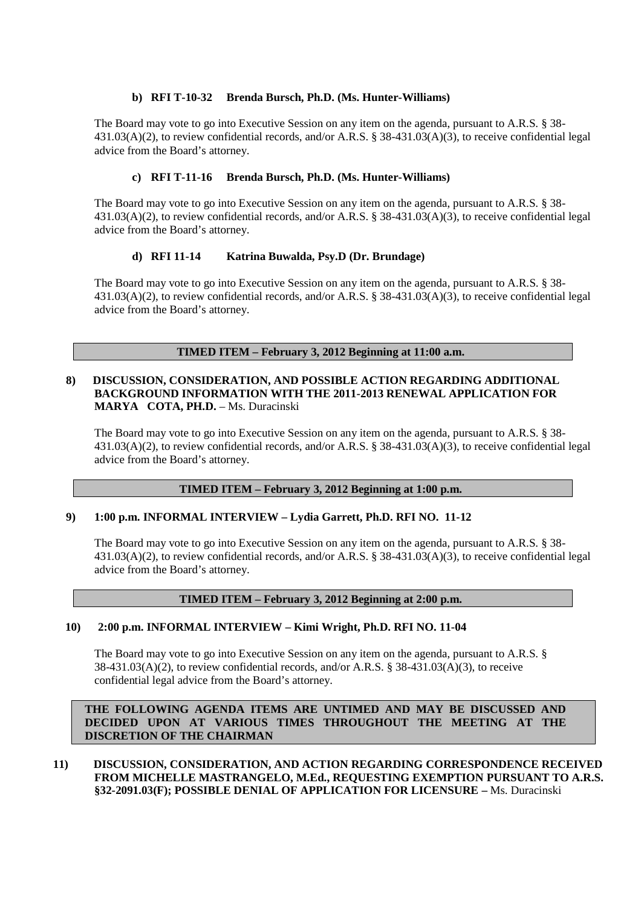**b) RFI T-10-32 Brenda Bursch, Ph.D. (Ms. Hunter-Williams)**

The Board may vote to go into Executive Session on any item on the agenda, pursuant to A.R.S. § 38-431.03(A)(2), to review confidential records, and/or A.R.S. § 38-431.03(A)(3), to receive confidential legal advice from the Board's attorney.

**c) RFI T-11-16 Brenda Bursch, Ph.D. (Ms. Hunter-Williams)**

The Board may vote to go into Executive Session on any item on the agenda, pursuant to A.R.S. § 38-431.03(A)(2), to review confidential records, and/or A.R.S. § 38-431.03(A)(3), to receive confidential legal advice from the Board's attorney.

**d) RFI 11-14 Katrina Buwalda, Psy.D (Dr. Brundage)**

The Board may vote to go into Executive Session on any item on the agenda, pursuant to A.R.S. § 38-431.03(A)(2), to review confidential records, and/or A.R.S. § 38-431.03(A)(3), to receive confidential legal advice from the Board's attorney.

**TIMED ITEM – February 3, 2012 Beginning at 11:00 a.m.**

**8) DISCUSSION, CONSIDERATION, AND POSSIBLE ACTION REGARDING ADDITIONAL BACKGROUND INFORMATION WITH THE 2011-2013 RENEWAL APPLICATION FOR MARYA COTA, PH.D.** – Ms. Duracinski

The Board may vote to go into Executive Session on any item on the agenda, pursuant to A.R.S. § 38-431.03(A)(2), to review confidential records, and/or A.R.S. § 38-431.03(A)(3), to receive confidential legal advice from the Board's attorney.

**TIMED ITEM – February 3, 2012 Beginning at 1:00 p.m.**

**9) 1:00 p.m. INFORMAL INTERVIEW – Lydia Garrett, Ph.D. RFI NO. 11-12**

The Board may vote to go into Executive Session on any item on the agenda, pursuant to A.R.S. § 38-431.03(A)(2), to review confidential records, and/or A.R.S. § 38-431.03(A)(3), to receive confidential legal advice from the Board's attorney.

**TIMED ITEM – February 3, 2012 Beginning at 2:00 p.m.**

**10) 2:00 p.m. INFORMAL INTERVIEW – Kimi Wright, Ph.D. RFI NO. 11-04**

The Board may vote to go into Executive Session on any item on the agenda, pursuant to A.R.S. § 38-431.03(A)(2), to review confidential records, and/or A.R.S. § 38-431.03(A)(3), to receive confidential legal advice from the Board's attorney.

**THE FOLLOWING AGENDA ITEMS ARE UNTIMED AND MAY BE DISCUSSED AND DECIDED UPON AT VARIOUS TIMES THROUGHOUT THE MEETING AT THE DISCRETION OF THE CHAIRMAN**

**11) DISCUSSION, CONSIDERATION, AND ACTION REGARDING CORRESPONDENCE RECEIVED FROM MICHELLE MASTRANGELO, M.Ed., REQUESTING EXEMPTION PURSUANT TO A.R.S. §32-2091.03(F); POSSIBLE DENIAL OF APPLICATION FOR LICENSURE –** Ms. Duracinski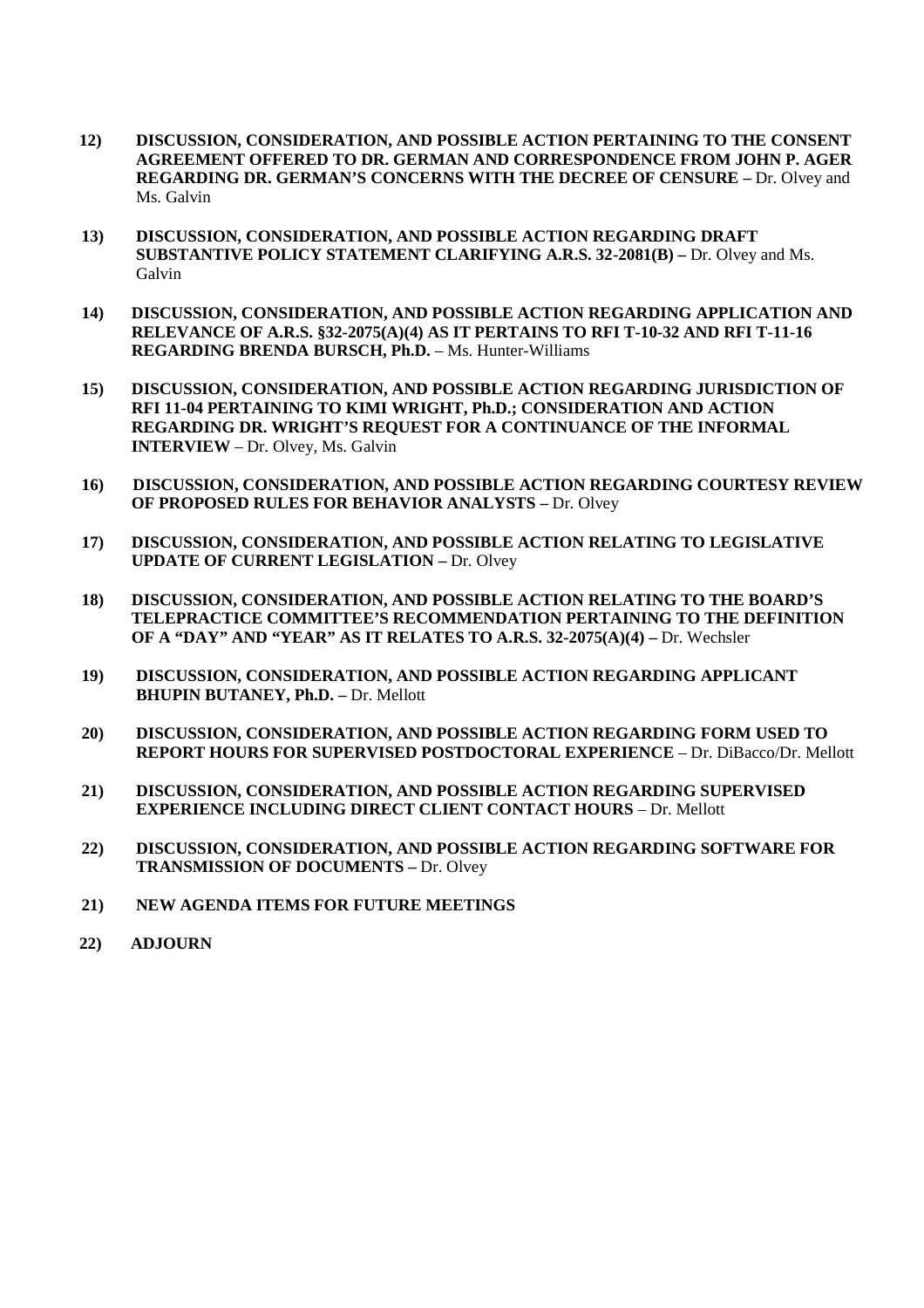12) **DISCUSSION, CONSIDERATION, AND POSSIBLE ACTION PERTAINING TO THE CONSENT AGREEMENT OFFERED TO DR. GERMAN AND CORRESPONDENCE FROM JOHN P. AGER REGARDING DR. GERMAN'S CONCERNS WITH THE DECREE OF CENSURE –** Dr. Olvey and Ms. Galvin

13) **DISCUSSION, CONSIDERATION, AND POSSIBLE ACTION REGARDING DRAFT SUBSTANTIVE POLICY STATEMENT CLARIFYING A.R.S. 32-2081(B) –** Dr. Olvey and Ms. Galvin

14) **DISCUSSION, CONSIDERATION, AND POSSIBLE ACTION REGARDING APPLICATION AND RELEVANCE OF A.R.S. §32-2075(A)(4) AS IT PERTAINS TO RFI T-10-32 AND RFI T-11-16 REGARDING BRENDA BURSCH, Ph.D.** – Ms. Hunter-Williams

15) **DISCUSSION, CONSIDERATION, AND POSSIBLE ACTION REGARDING JURISDICTION OF RFI 11-04 PERTAINING TO KIMI WRIGHT, Ph.D.; CONSIDERATION AND ACTION REGARDING DR. WRIGHT'S REQUEST FOR A CONTINUANCE OF THE INFORMAL INTERVIEW** – Dr. Olvey, Ms. Galvin

16) **DISCUSSION, CONSIDERATION, AND POSSIBLE ACTION REGARDING COURTESY REVIEW OF PROPOSED RULES FOR BEHAVIOR ANALYSTS –** Dr. Olvey

17) **DISCUSSION, CONSIDERATION, AND POSSIBLE ACTION RELATING TO LEGISLATIVE UPDATE OF CURRENT LEGISLATION –** Dr. Olvey

18) **DISCUSSION, CONSIDERATION, AND POSSIBLE ACTION RELATING TO THE BOARD'S TELEPRACTICE COMMITTEE'S RECOMMENDATION PERTAINING TO THE DEFINITION OF A "DAY" AND "YEAR" AS IT RELATES TO A.R.S. 32-2075(A)(4) –** Dr. Wechsler

19) **DISCUSSION, CONSIDERATION, AND POSSIBLE ACTION REGARDING APPLICANT BHUPIN BUTANEY, Ph.D. –** Dr. Mellott

20) **DISCUSSION, CONSIDERATION, AND POSSIBLE ACTION REGARDING FORM USED TO REPORT HOURS FOR SUPERVISED POSTDOCTORAL EXPERIENCE** – Dr. DiBacco/Dr. Mellott

21) **DISCUSSION, CONSIDERATION, AND POSSIBLE ACTION REGARDING SUPERVISED EXPERIENCE INCLUDING DIRECT CLIENT CONTACT HOURS** – Dr. Mellott

22) **DISCUSSION, CONSIDERATION, AND POSSIBLE ACTION REGARDING SOFTWARE FOR TRANSMISSION OF DOCUMENTS –** Dr. Olvey

21) **NEW AGENDA ITEMS FOR FUTURE MEETINGS**

22) **ADJOURN**